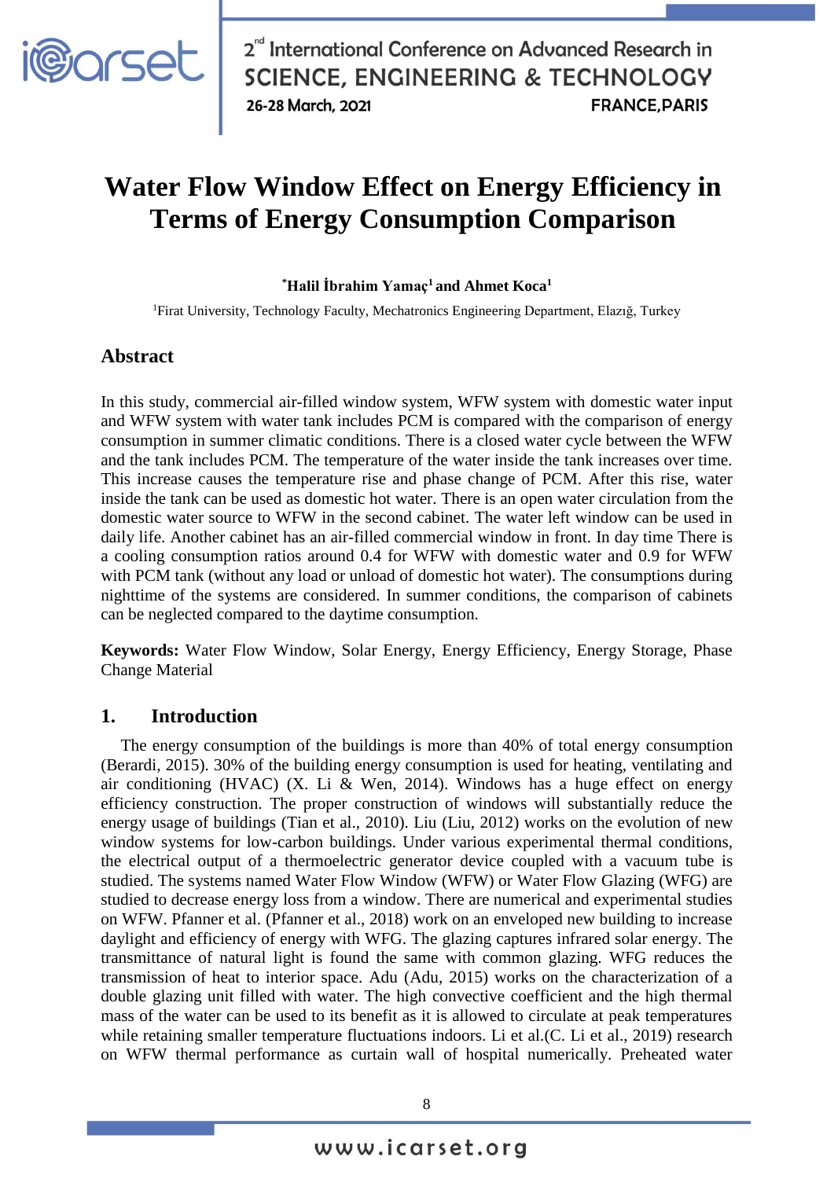# Water Flow Window Effect on Energy Efficiency in Terms of Energy Consumption Comparison

**\*Halil İbrahim Yamaç[1] and Ahmet Koca[1]**

[1]Firat University, Technology Faculty, Mechatronics Engineering Department, Elazığ, Turkey

## Abstract

In this study, commercial air-filled window system, WFW system with domestic water input and WFW system with water tank includes PCM is compared with the comparison of energy consumption in summer climatic conditions. There is a closed water cycle between the WFW and the tank includes PCM. The temperature of the water inside the tank increases over time. This increase causes the temperature rise and phase change of PCM. After this rise, water inside the tank can be used as domestic hot water. There is an open water circulation from the domestic water source to WFW in the second cabinet. The water left window can be used in daily life. Another cabinet has an air-filled commercial window in front. In day time There is a cooling consumption ratios around 0.4 for WFW with domestic water and 0.9 for WFW with PCM tank (without any load or unload of domestic hot water). The consumptions during nighttime of the systems are considered. In summer conditions, the comparison of cabinets can be neglected compared to the daytime consumption.

**Keywords:** Water Flow Window, Solar Energy, Energy Efficiency, Energy Storage, Phase Change Material

## 1. Introduction

The energy consumption of the buildings is more than 40% of total energy consumption (Berardi, 2015). 30% of the building energy consumption is used for heating, ventilating and air conditioning (HVAC) (X. Li & Wen, 2014). Windows has a huge effect on energy efficiency construction. The proper construction of windows will substantially reduce the energy usage of buildings (Tian et al., 2010). Liu (Liu, 2012) works on the evolution of new window systems for low-carbon buildings. Under various experimental thermal conditions, the electrical output of a thermoelectric generator device coupled with a vacuum tube is studied. The systems named Water Flow Window (WFW) or Water Flow Glazing (WFG) are studied to decrease energy loss from a window. There are numerical and experimental studies on WFW. Pfanner et al. (Pfanner et al., 2018) work on an enveloped new building to increase daylight and efficiency of energy with WFG. The glazing captures infrared solar energy. The transmittance of natural light is found the same with common glazing. WFG reduces the transmission of heat to interior space. Adu (Adu, 2015) works on the characterization of a double glazing unit filled with water. The high convective coefficient and the high thermal mass of the water can be used to its benefit as it is allowed to circulate at peak temperatures while retaining smaller temperature fluctuations indoors. Li et al.(C. Li et al., 2019) research on WFW thermal performance as curtain wall of hospital numerically. Preheated water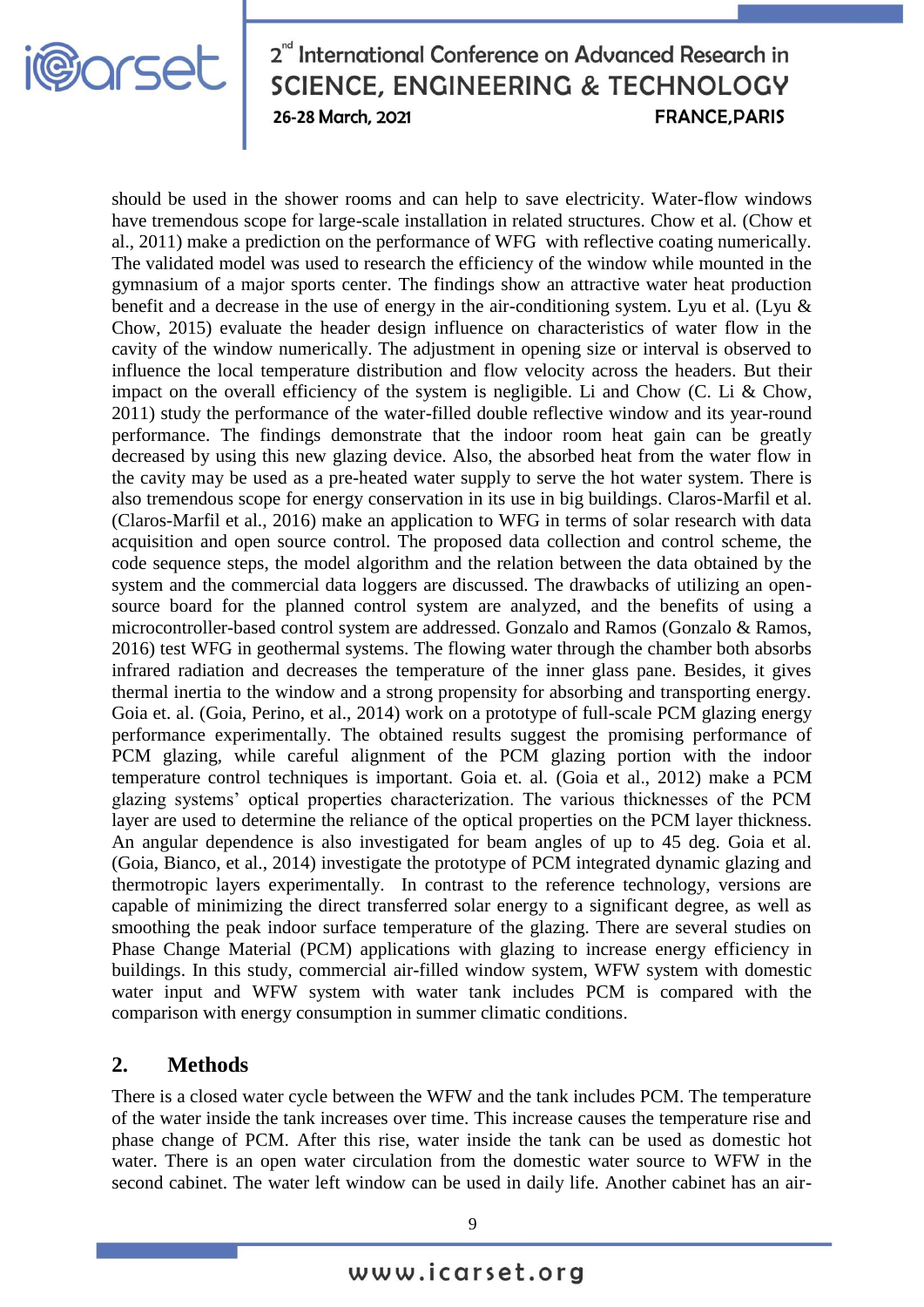should be used in the shower rooms and can help to save electricity. Water-flow windows have tremendous scope for large-scale installation in related structures. Chow et al. (Chow et al., 2011) make a prediction on the performance of WFG with reflective coating numerically. The validated model was used to research the efficiency of the window while mounted in the gymnasium of a major sports center. The findings show an attractive water heat production benefit and a decrease in the use of energy in the air-conditioning system. Lyu et al. (Lyu & Chow, 2015) evaluate the header design influence on characteristics of water flow in the cavity of the window numerically. The adjustment in opening size or interval is observed to influence the local temperature distribution and flow velocity across the headers. But their impact on the overall efficiency of the system is negligible. Li and Chow (C. Li & Chow, 2011) study the performance of the water-filled double reflective window and its year-round performance. The findings demonstrate that the indoor room heat gain can be greatly decreased by using this new glazing device. Also, the absorbed heat from the water flow in the cavity may be used as a pre-heated water supply to serve the hot water system. There is also tremendous scope for energy conservation in its use in big buildings. Claros-Marfil et al. (Claros-Marfil et al., 2016) make an application to WFG in terms of solar research with data acquisition and open source control. The proposed data collection and control scheme, the code sequence steps, the model algorithm and the relation between the data obtained by the system and the commercial data loggers are discussed. The drawbacks of utilizing an open-source board for the planned control system are analyzed, and the benefits of using a microcontroller-based control system are addressed. Gonzalo and Ramos (Gonzalo & Ramos, 2016) test WFG in geothermal systems. The flowing water through the chamber both absorbs infrared radiation and decreases the temperature of the inner glass pane. Besides, it gives thermal inertia to the window and a strong propensity for absorbing and transporting energy. Goia et. al. (Goia, Perino, et al., 2014) work on a prototype of full-scale PCM glazing energy performance experimentally. The obtained results suggest the promising performance of PCM glazing, while careful alignment of the PCM glazing portion with the indoor temperature control techniques is important. Goia et. al. (Goia et al., 2012) make a PCM glazing systems' optical properties characterization. The various thicknesses of the PCM layer are used to determine the reliance of the optical properties on the PCM layer thickness. An angular dependence is also investigated for beam angles of up to 45 deg. Goia et al. (Goia, Bianco, et al., 2014) investigate the prototype of PCM integrated dynamic glazing and thermotropic layers experimentally. In contrast to the reference technology, versions are capable of minimizing the direct transferred solar energy to a significant degree, as well as smoothing the peak indoor surface temperature of the glazing. There are several studies on Phase Change Material (PCM) applications with glazing to increase energy efficiency in buildings. In this study, commercial air-filled window system, WFW system with domestic water input and WFW system with water tank includes PCM is compared with the comparison with energy consumption in summer climatic conditions.

## 2. Methods

There is a closed water cycle between the WFW and the tank includes PCM. The temperature of the water inside the tank increases over time. This increase causes the temperature rise and phase change of PCM. After this rise, water inside the tank can be used as domestic hot water. There is an open water circulation from the domestic water source to WFW in the second cabinet. The water left window can be used in daily life. Another cabinet has an air-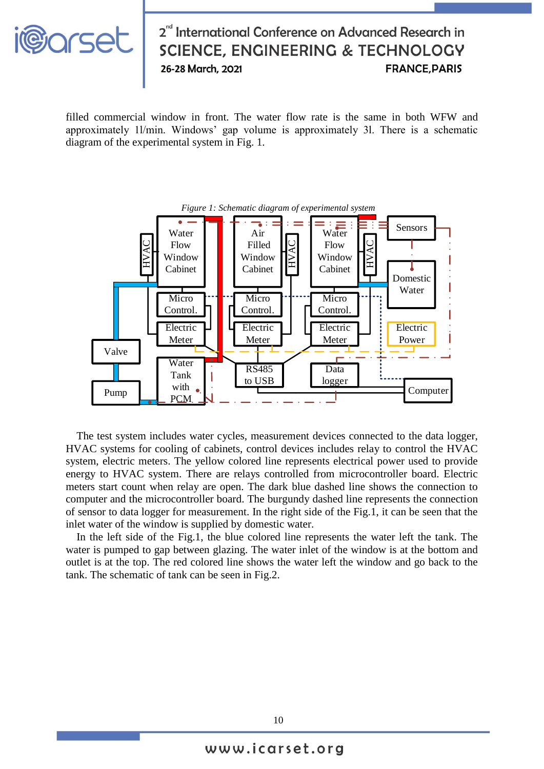filled commercial window in front. The water flow rate is the same in both WFW and approximately 1l/min. Windows' gap volume is approximately 3l. There is a schematic diagram of the experimental system in Fig. 1.

*Figure 1: Schematic diagram of experimental system*

The test system includes water cycles, measurement devices connected to the data logger, HVAC systems for cooling of cabinets, control devices includes relay to control the HVAC system, electric meters. The yellow colored line represents electrical power used to provide energy to HVAC system. There are relays controlled from microcontroller board. Electric meters start count when relay are open. The dark blue dashed line shows the connection to computer and the microcontroller board. The burgundy dashed line represents the connection of sensor to data logger for measurement. In the right side of the Fig.1, it can be seen that the inlet water of the window is supplied by domestic water.

In the left side of the Fig.1, the blue colored line represents the water left the tank. The water is pumped to gap between glazing. The water inlet of the window is at the bottom and outlet is at the top. The red colored line shows the water left the window and go back to the tank. The schematic of tank can be seen in Fig.2.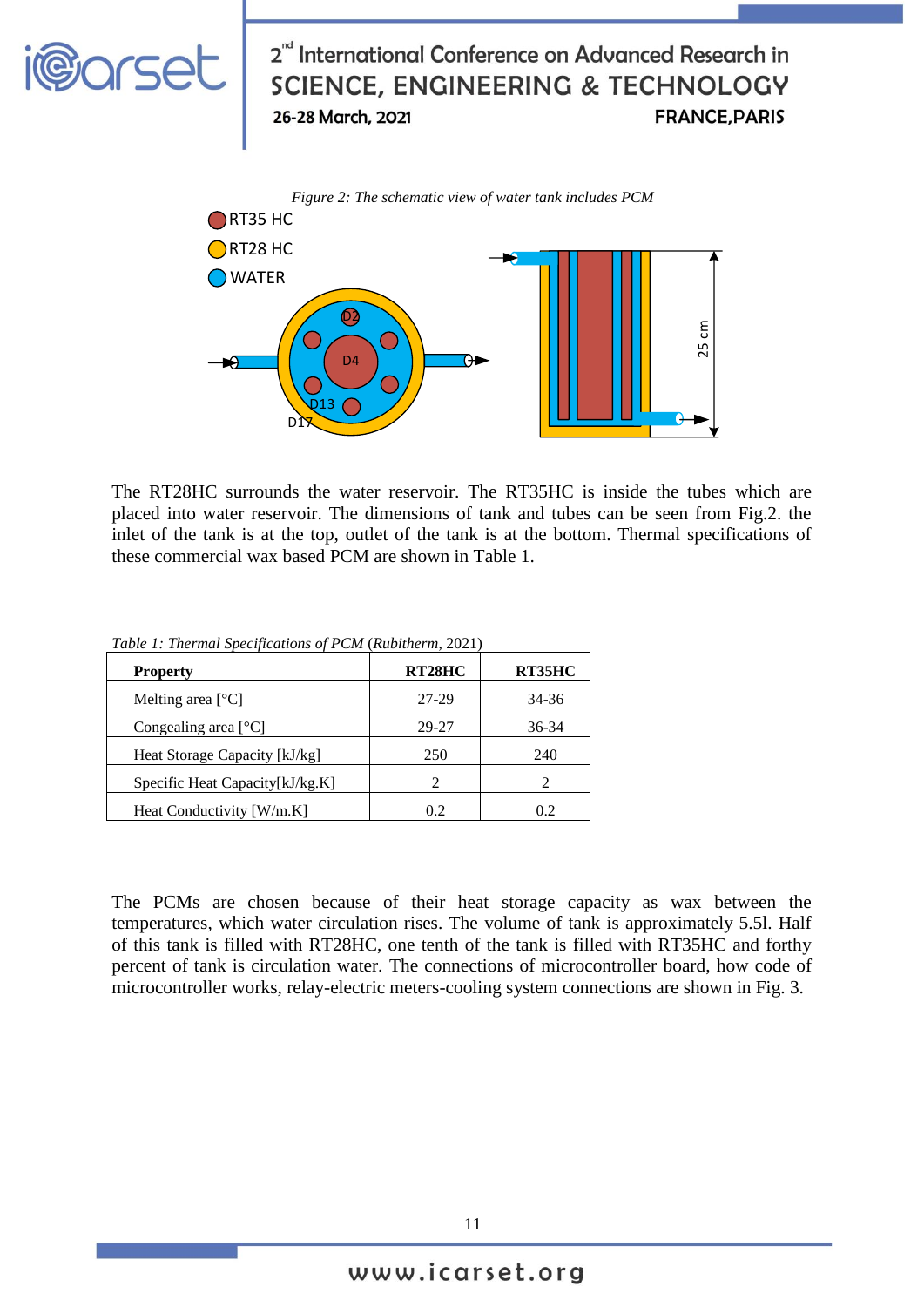*Figure 2: The schematic view of water tank includes PCM*

The RT28HC surrounds the water reservoir. The RT35HC is inside the tubes which are placed into water reservoir. The dimensions of tank and tubes can be seen from Fig.2. the inlet of the tank is at the top, outlet of the tank is at the bottom. Thermal specifications of these commercial wax based PCM are shown in Table 1.

*Table 1: Thermal Specifications of PCM* (*Rubitherm*, 2021)

| **Property** | **RT28HC** | **RT35HC** |
|---|---|---|
| Melting area [°C] | 27-29 | 34-36 |
| Congealing area [°C] | 29-27 | 36-34 |
| Heat Storage Capacity [kJ/kg] | 250 | 240 |
| Specific Heat Capacity[kJ/kg.K] | 2 | 2 |
| Heat Conductivity [W/m.K] | 0.2 | 0.2 |

The PCMs are chosen because of their heat storage capacity as wax between the temperatures, which water circulation rises. The volume of tank is approximately 5.5l. Half of this tank is filled with RT28HC, one tenth of the tank is filled with RT35HC and forthy percent of tank is circulation water. The connections of microcontroller board, how code of microcontroller works, relay-electric meters-cooling system connections are shown in Fig. 3.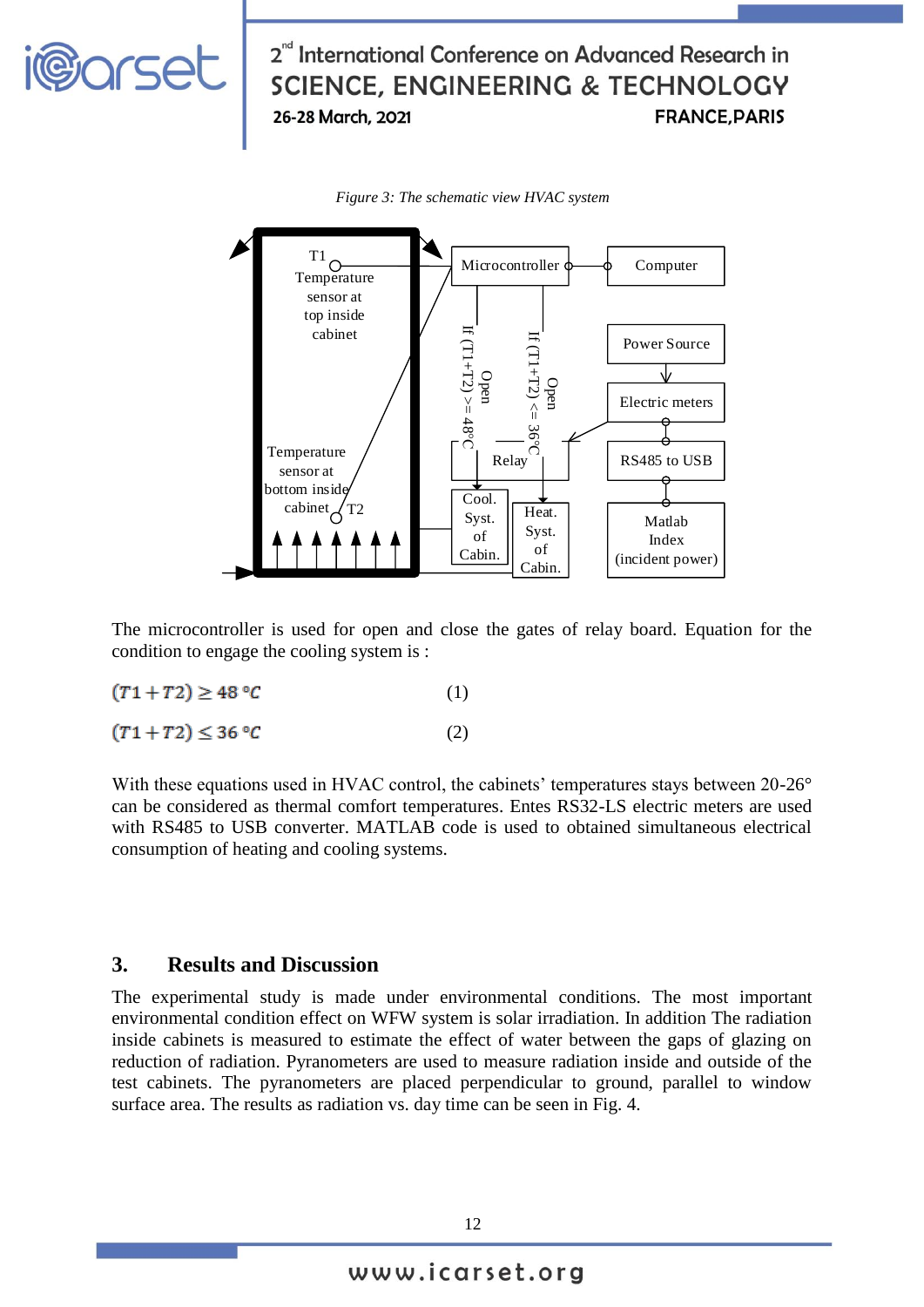*Figure 3: The schematic view HVAC system*

The microcontroller is used for open and close the gates of relay board. Equation for the condition to engage the cooling system is :

$$(T1 + T2) \geq 48\ °C \qquad (1)$$

$$(T1 + T2) \leq 36\ °C \qquad (2)$$

With these equations used in HVAC control, the cabinets' temperatures stays between 20-26° can be considered as thermal comfort temperatures. Entes RS32-LS electric meters are used with RS485 to USB converter. MATLAB code is used to obtained simultaneous electrical consumption of heating and cooling systems.

## 3. Results and Discussion

The experimental study is made under environmental conditions. The most important environmental condition effect on WFW system is solar irradiation. In addition The radiation inside cabinets is measured to estimate the effect of water between the gaps of glazing on reduction of radiation. Pyranometers are used to measure radiation inside and outside of the test cabinets. The pyranometers are placed perpendicular to ground, parallel to window surface area. The results as radiation vs. day time can be seen in Fig. 4.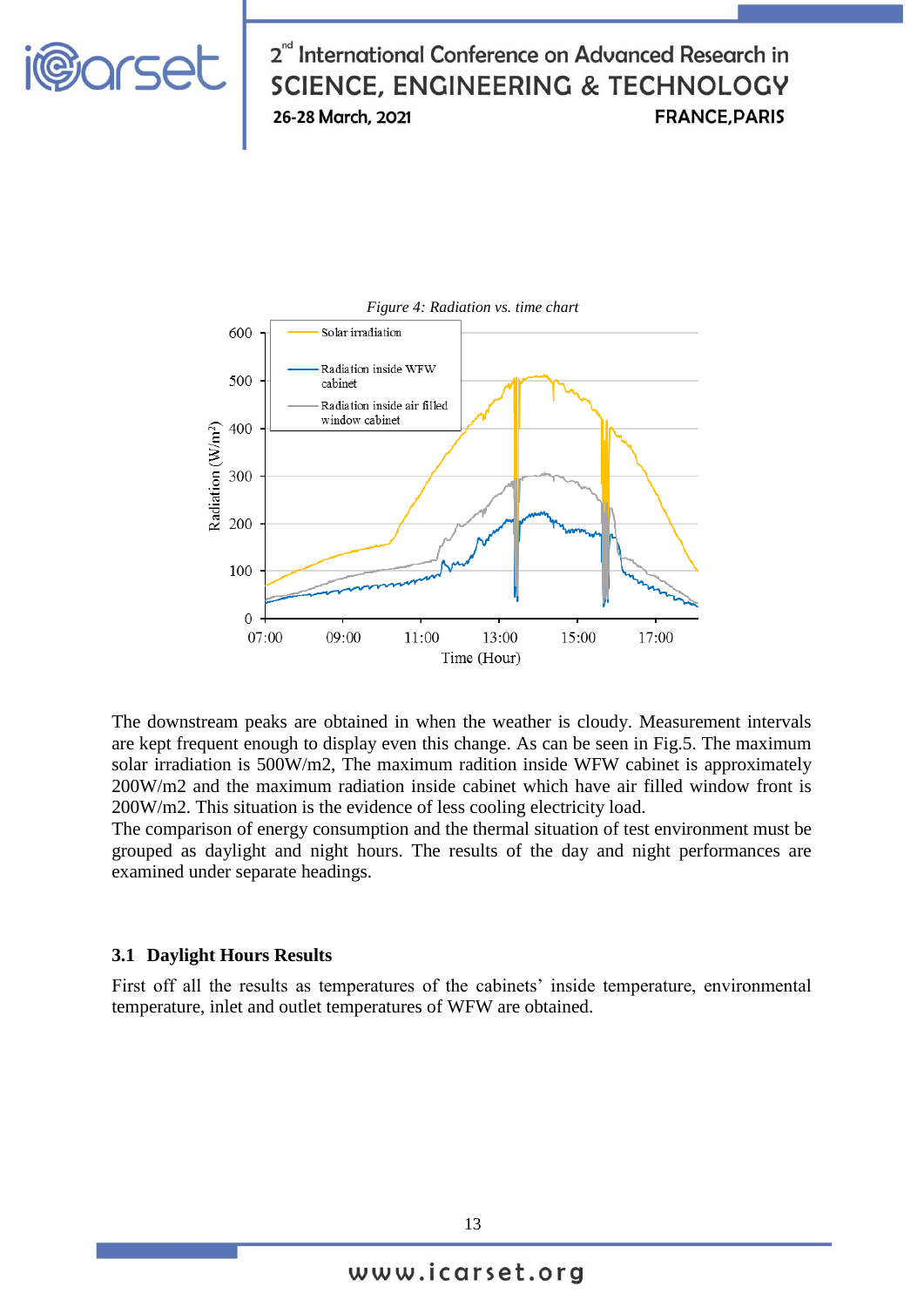*Figure 4: Radiation vs. time chart*

The downstream peaks are obtained in when the weather is cloudy. Measurement intervals are kept frequent enough to display even this change. As can be seen in Fig.5. The maximum solar irradiation is 500W/m2, The maximum radition inside WFW cabinet is approximately 200W/m2 and the maximum radiation inside cabinet which have air filled window front is 200W/m2. This situation is the evidence of less cooling electricity load.

The comparison of energy consumption and the thermal situation of test environment must be grouped as daylight and night hours. The results of the day and night performances are examined under separate headings.

### 3.1 Daylight Hours Results

First off all the results as temperatures of the cabinets' inside temperature, environmental temperature, inlet and outlet temperatures of WFW are obtained.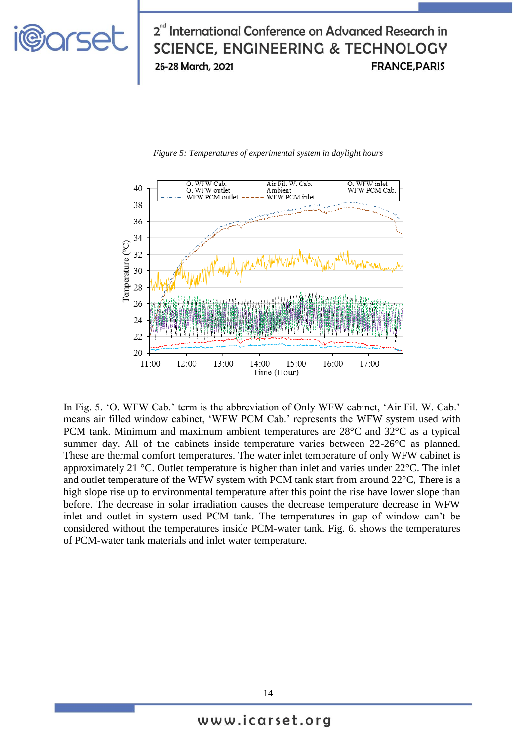*Figure 5: Temperatures of experimental system in daylight hours*

In Fig. 5. 'O. WFW Cab.' term is the abbreviation of Only WFW cabinet, 'Air Fil. W. Cab.' means air filled window cabinet, 'WFW PCM Cab.' represents the WFW system used with PCM tank. Minimum and maximum ambient temperatures are 28°C and 32°C as a typical summer day. All of the cabinets inside temperature varies between 22-26°C as planned. These are thermal comfort temperatures. The water inlet temperature of only WFW cabinet is approximately 21 °C. Outlet temperature is higher than inlet and varies under 22°C. The inlet and outlet temperature of the WFW system with PCM tank start from around 22°C, There is a high slope rise up to environmental temperature after this point the rise have lower slope than before. The decrease in solar irradiation causes the decrease temperature decrease in WFW inlet and outlet in system used PCM tank. The temperatures in gap of window can't be considered without the temperatures inside PCM-water tank. Fig. 6. shows the temperatures of PCM-water tank materials and inlet water temperature.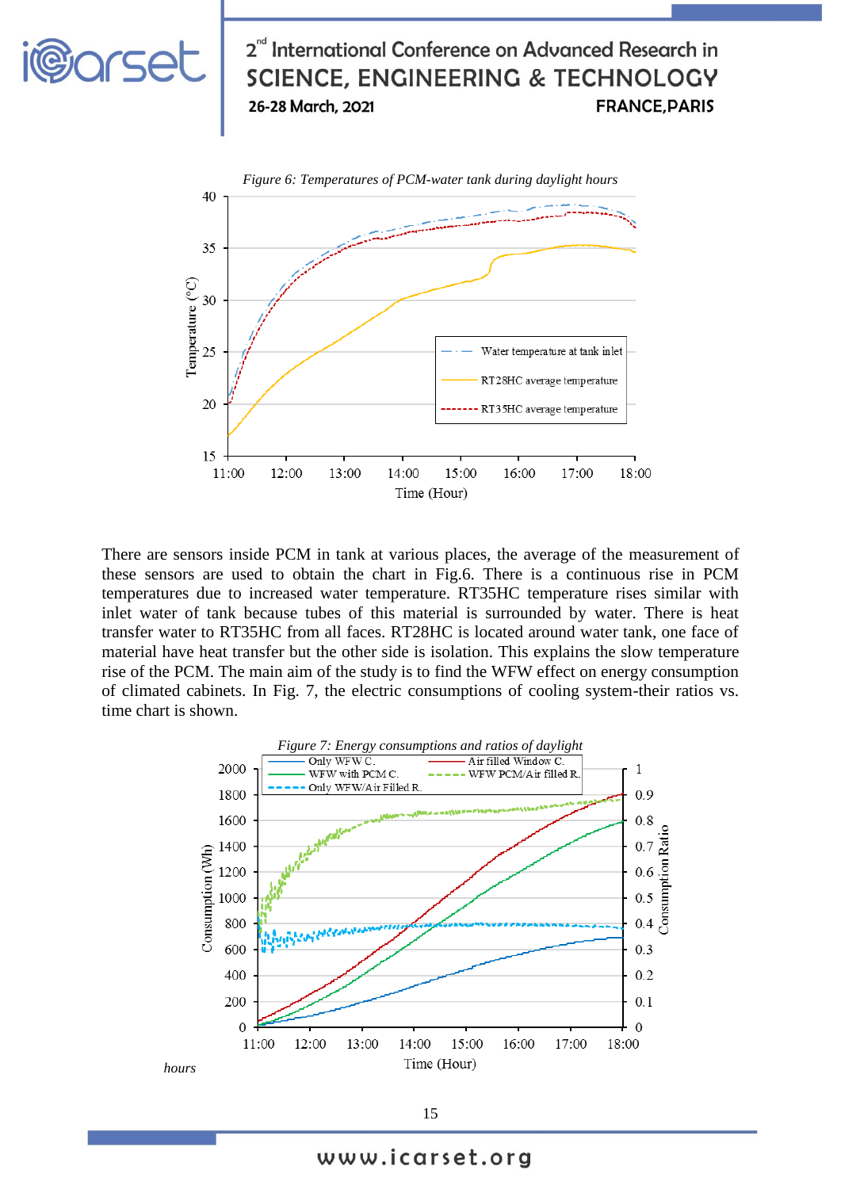*Figure 6: Temperatures of PCM-water tank during daylight hours*

There are sensors inside PCM in tank at various places, the average of the measurement of these sensors are used to obtain the chart in Fig.6. There is a continuous rise in PCM temperatures due to increased water temperature. RT35HC temperature rises similar with inlet water of tank because tubes of this material is surrounded by water. There is heat transfer water to RT35HC from all faces. RT28HC is located around water tank, one face of material have heat transfer but the other side is isolation. This explains the slow temperature rise of the PCM. The main aim of the study is to find the WFW effect on energy consumption of climated cabinets. In Fig. 7, the electric consumptions of cooling system-their ratios vs. time chart is shown.

*Figure 7: Energy consumptions and ratios of daylight hours*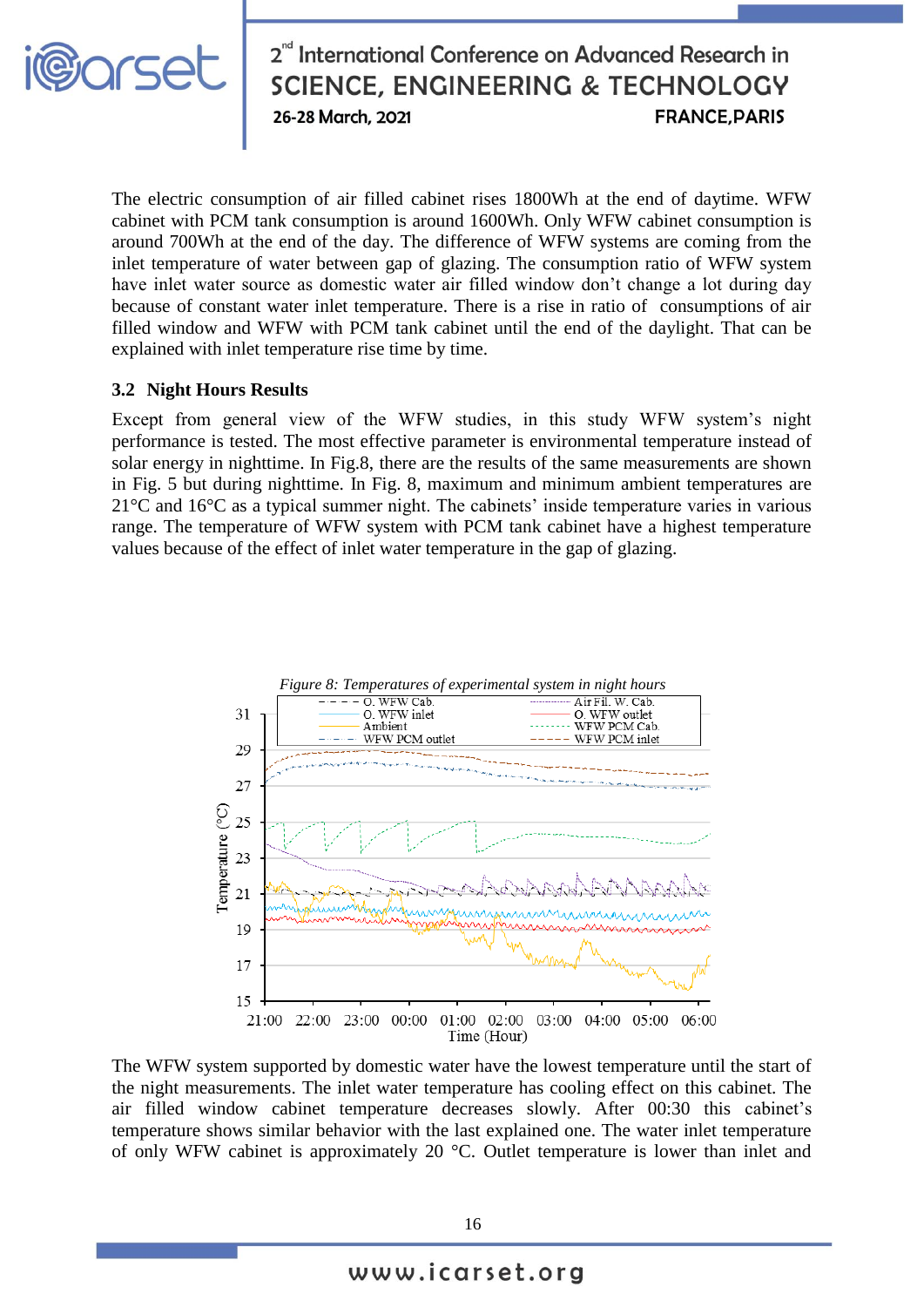The electric consumption of air filled cabinet rises 1800Wh at the end of daytime. WFW cabinet with PCM tank consumption is around 1600Wh. Only WFW cabinet consumption is around 700Wh at the end of the day. The difference of WFW systems are coming from the inlet temperature of water between gap of glazing. The consumption ratio of WFW system have inlet water source as domestic water air filled window don't change a lot during day because of constant water inlet temperature. There is a rise in ratio of consumptions of air filled window and WFW with PCM tank cabinet until the end of the daylight. That can be explained with inlet temperature rise time by time.

### 3.2 Night Hours Results

Except from general view of the WFW studies, in this study WFW system's night performance is tested. The most effective parameter is environmental temperature instead of solar energy in nighttime. In Fig.8, there are the results of the same measurements are shown in Fig. 5 but during nighttime. In Fig. 8, maximum and minimum ambient temperatures are 21°C and 16°C as a typical summer night. The cabinets' inside temperature varies in various range. The temperature of WFW system with PCM tank cabinet have a highest temperature values because of the effect of inlet water temperature in the gap of glazing.

*Figure 8: Temperatures of experimental system in night hours*

The WFW system supported by domestic water have the lowest temperature until the start of the night measurements. The inlet water temperature has cooling effect on this cabinet. The air filled window cabinet temperature decreases slowly. After 00:30 this cabinet's temperature shows similar behavior with the last explained one. The water inlet temperature of only WFW cabinet is approximately 20 °C. Outlet temperature is lower than inlet and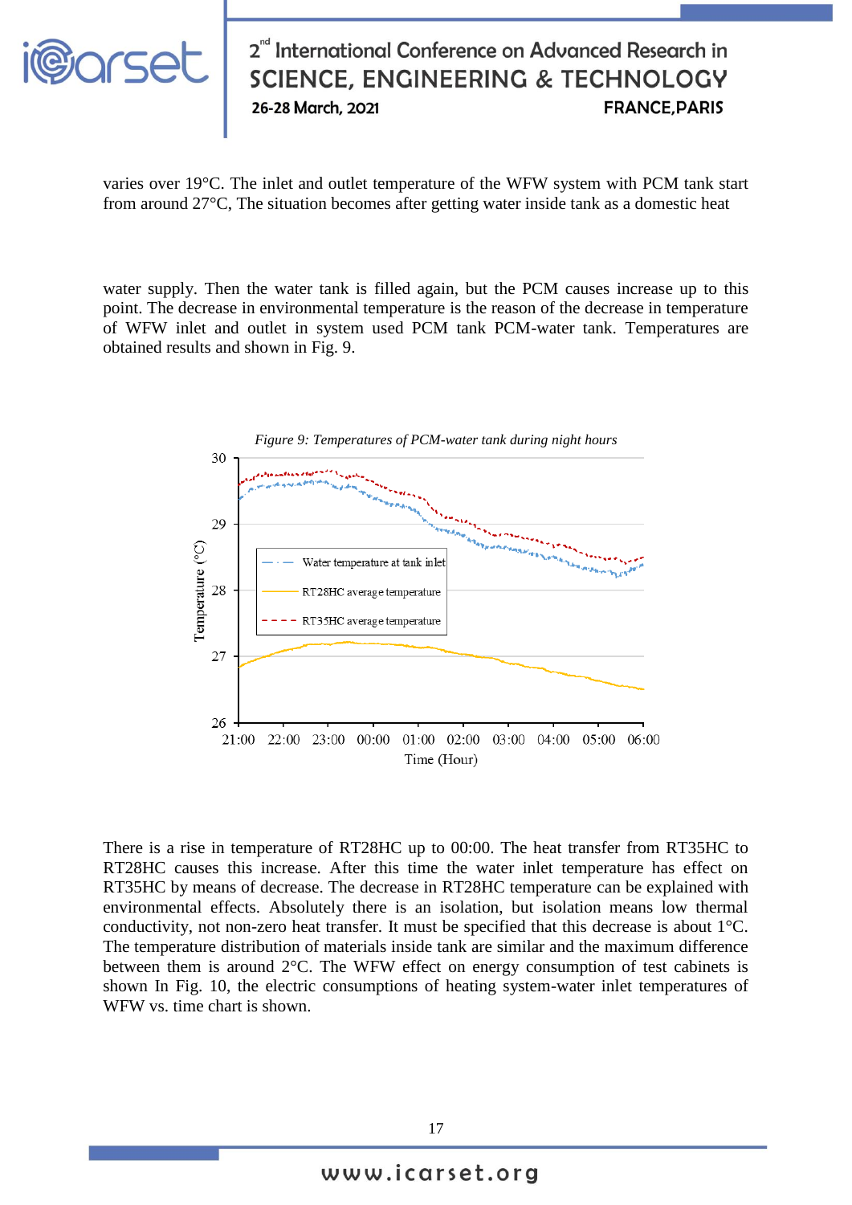varies over 19°C. The inlet and outlet temperature of the WFW system with PCM tank start from around 27°C, The situation becomes after getting water inside tank as a domestic heat

water supply. Then the water tank is filled again, but the PCM causes increase up to this point. The decrease in environmental temperature is the reason of the decrease in temperature of WFW inlet and outlet in system used PCM tank PCM-water tank. Temperatures are obtained results and shown in Fig. 9.

*Figure 9: Temperatures of PCM-water tank during night hours*

There is a rise in temperature of RT28HC up to 00:00. The heat transfer from RT35HC to RT28HC causes this increase. After this time the water inlet temperature has effect on RT35HC by means of decrease. The decrease in RT28HC temperature can be explained with environmental effects. Absolutely there is an isolation, but isolation means low thermal conductivity, not non-zero heat transfer. It must be specified that this decrease is about 1°C. The temperature distribution of materials inside tank are similar and the maximum difference between them is around 2°C. The WFW effect on energy consumption of test cabinets is shown In Fig. 10, the electric consumptions of heating system-water inlet temperatures of WFW vs. time chart is shown.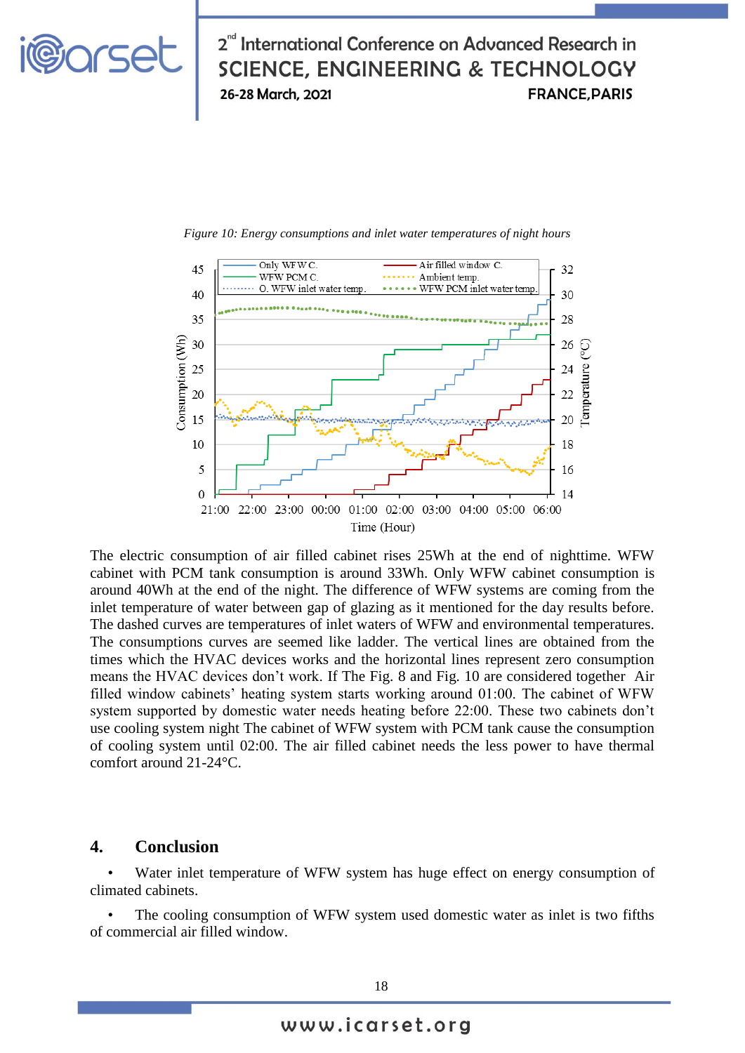*Figure 10: Energy consumptions and inlet water temperatures of night hours*

The electric consumption of air filled cabinet rises 25Wh at the end of nighttime. WFW cabinet with PCM tank consumption is around 33Wh. Only WFW cabinet consumption is around 40Wh at the end of the night. The difference of WFW systems are coming from the inlet temperature of water between gap of glazing as it mentioned for the day results before. The dashed curves are temperatures of inlet waters of WFW and environmental temperatures. The consumptions curves are seemed like ladder. The vertical lines are obtained from the times which the HVAC devices works and the horizontal lines represent zero consumption means the HVAC devices don't work. If The Fig. 8 and Fig. 10 are considered together Air filled window cabinets' heating system starts working around 01:00. The cabinet of WFW system supported by domestic water needs heating before 22:00. These two cabinets don't use cooling system night The cabinet of WFW system with PCM tank cause the consumption of cooling system until 02:00. The air filled cabinet needs the less power to have thermal comfort around 21-24°C.

## 4. Conclusion

- Water inlet temperature of WFW system has huge effect on energy consumption of climated cabinets.
- The cooling consumption of WFW system used domestic water as inlet is two fifths of commercial air filled window.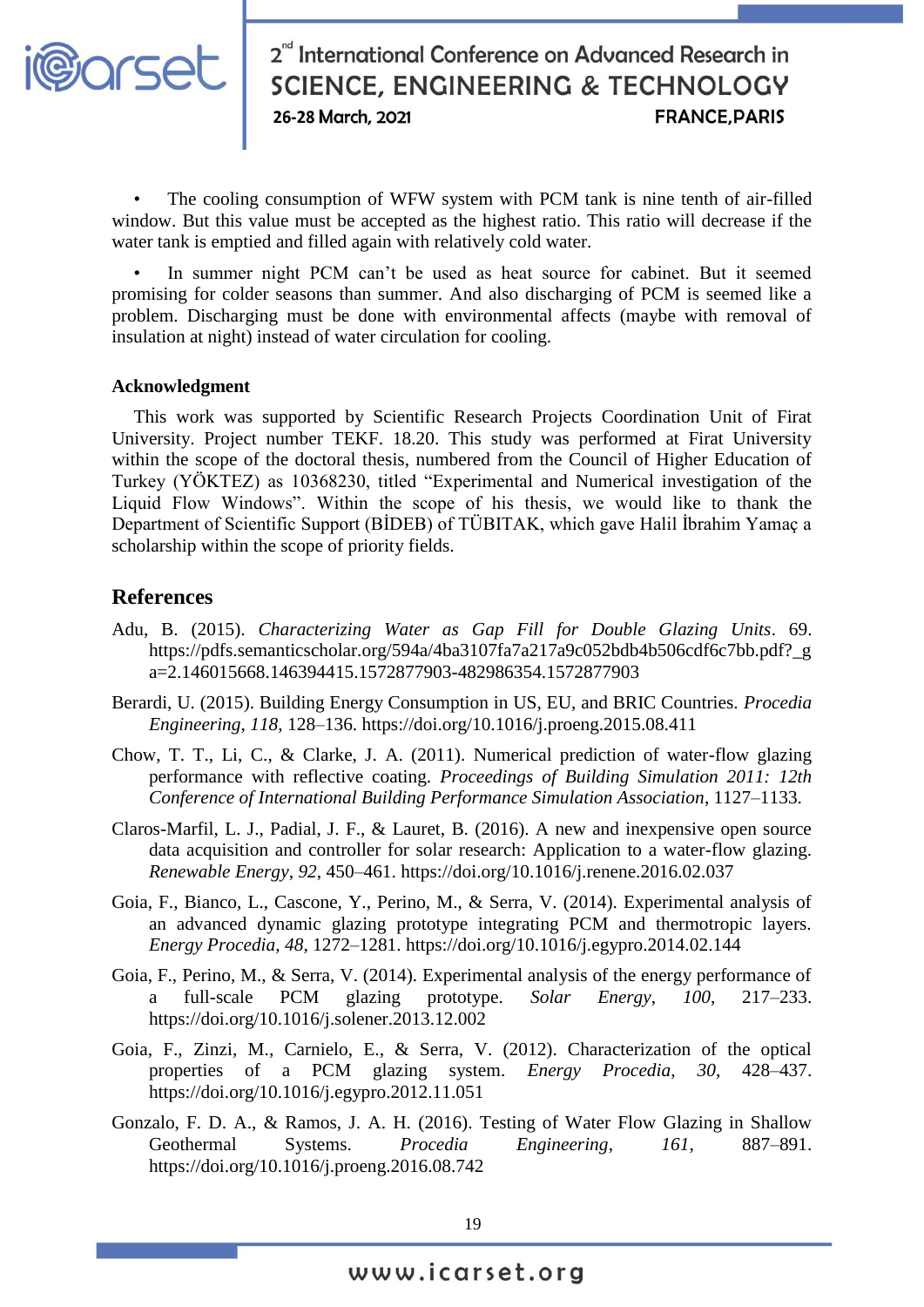- The cooling consumption of WFW system with PCM tank is nine tenth of air-filled window. But this value must be accepted as the highest ratio. This ratio will decrease if the water tank is emptied and filled again with relatively cold water.

- In summer night PCM can't be used as heat source for cabinet. But it seemed promising for colder seasons than summer. And also discharging of PCM is seemed like a problem. Discharging must be done with environmental affects (maybe with removal of insulation at night) instead of water circulation for cooling.

**Acknowledgment**

This work was supported by Scientific Research Projects Coordination Unit of Firat University. Project number TEKF. 18.20. This study was performed at Firat University within the scope of the doctoral thesis, numbered from the Council of Higher Education of Turkey (YÖKTEZ) as 10368230, titled "Experimental and Numerical investigation of the Liquid Flow Windows". Within the scope of his thesis, we would like to thank the Department of Scientific Support (BİDEB) of TÜBITAK, which gave Halil İbrahim Yamaç a scholarship within the scope of priority fields.

## References

Adu, B. (2015). *Characterizing Water as Gap Fill for Double Glazing Units*. 69. https://pdfs.semanticscholar.org/594a/4ba3107fa7a217a9c052bdb4b506cdf6c7bb.pdf?_ga=2.146015668.146394415.1572877903-482986354.1572877903

Berardi, U. (2015). Building Energy Consumption in US, EU, and BRIC Countries. *Procedia Engineering*, *118*, 128–136. https://doi.org/10.1016/j.proeng.2015.08.411

Chow, T. T., Li, C., & Clarke, J. A. (2011). Numerical prediction of water-flow glazing performance with reflective coating. *Proceedings of Building Simulation 2011: 12th Conference of International Building Performance Simulation Association*, 1127–1133.

Claros-Marfil, L. J., Padial, J. F., & Lauret, B. (2016). A new and inexpensive open source data acquisition and controller for solar research: Application to a water-flow glazing. *Renewable Energy*, *92*, 450–461. https://doi.org/10.1016/j.renene.2016.02.037

Goia, F., Bianco, L., Cascone, Y., Perino, M., & Serra, V. (2014). Experimental analysis of an advanced dynamic glazing prototype integrating PCM and thermotropic layers. *Energy Procedia*, *48*, 1272–1281. https://doi.org/10.1016/j.egypro.2014.02.144

Goia, F., Perino, M., & Serra, V. (2014). Experimental analysis of the energy performance of a full-scale PCM glazing prototype. *Solar Energy*, *100*, 217–233. https://doi.org/10.1016/j.solener.2013.12.002

Goia, F., Zinzi, M., Carnielo, E., & Serra, V. (2012). Characterization of the optical properties of a PCM glazing system. *Energy Procedia*, *30*, 428–437. https://doi.org/10.1016/j.egypro.2012.11.051

Gonzalo, F. D. A., & Ramos, J. A. H. (2016). Testing of Water Flow Glazing in Shallow Geothermal Systems. *Procedia Engineering*, *161*, 887–891. https://doi.org/10.1016/j.proeng.2016.08.742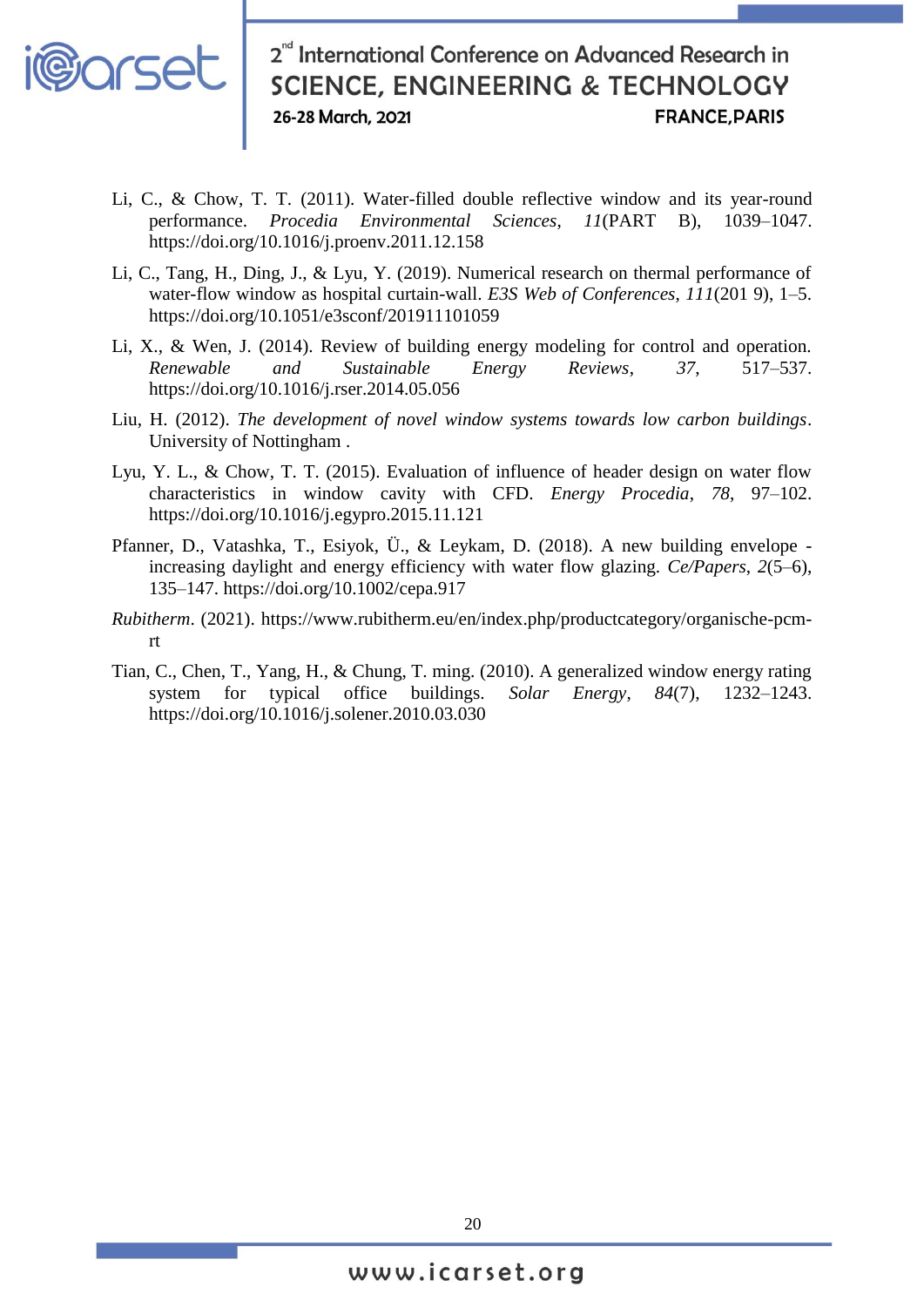Li, C., & Chow, T. T. (2011). Water-filled double reflective window and its year-round performance. *Procedia Environmental Sciences*, *11*(PART B), 1039–1047. https://doi.org/10.1016/j.proenv.2011.12.158

Li, C., Tang, H., Ding, J., & Lyu, Y. (2019). Numerical research on thermal performance of water-flow window as hospital curtain-wall. *E3S Web of Conferences*, *111*(201 9), 1–5. https://doi.org/10.1051/e3sconf/201911101059

Li, X., & Wen, J. (2014). Review of building energy modeling for control and operation. *Renewable and Sustainable Energy Reviews*, *37*, 517–537. https://doi.org/10.1016/j.rser.2014.05.056

Liu, H. (2012). *The development of novel window systems towards low carbon buildings*. University of Nottingham .

Lyu, Y. L., & Chow, T. T. (2015). Evaluation of influence of header design on water flow characteristics in window cavity with CFD. *Energy Procedia*, *78*, 97–102. https://doi.org/10.1016/j.egypro.2015.11.121

Pfanner, D., Vatashka, T., Esiyok, Ü., & Leykam, D. (2018). A new building envelope - increasing daylight and energy efficiency with water flow glazing. *Ce/Papers*, *2*(5–6), 135–147. https://doi.org/10.1002/cepa.917

*Rubitherm*. (2021). https://www.rubitherm.eu/en/index.php/productcategory/organische-pcm-rt

Tian, C., Chen, T., Yang, H., & Chung, T. ming. (2010). A generalized window energy rating system for typical office buildings. *Solar Energy*, *84*(7), 1232–1243. https://doi.org/10.1016/j.solener.2010.03.030